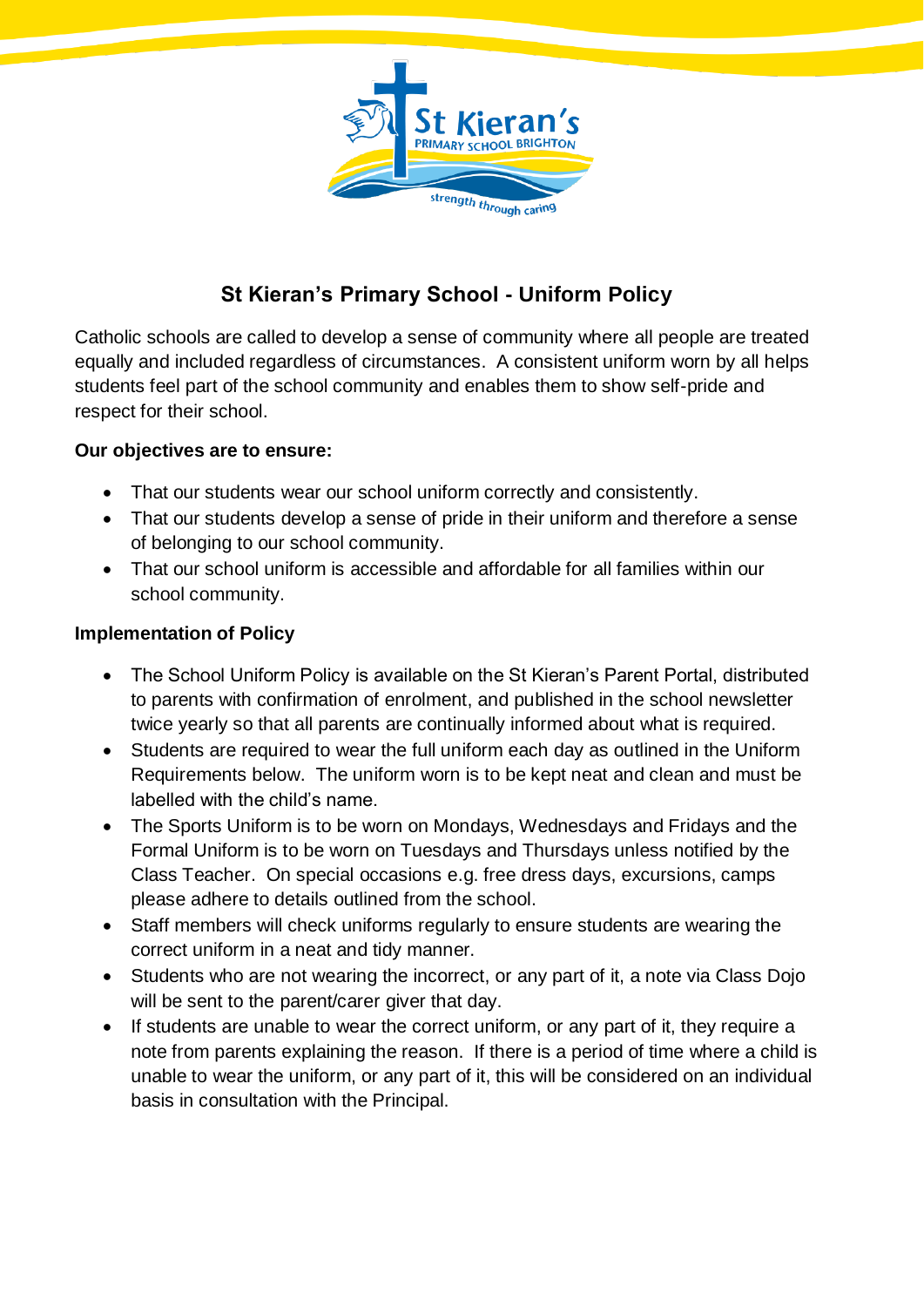# St Kieran's Primary School - Uniform Policy

Catholic schools are called to develop a sense of community where all people are treated equally and included regardless of circumstances. A consistent uniform worn by all helps students feel part of the school community and enables them to show self-pride and respect for their school.

**Our objectives are to ensure:**

- That our students wear our school uniform correctly and consistently.
- That our students develop a sense of pride in their uniform and therefore a sense of belonging to our school community.
- That our school uniform is accessible and affordable for all families within our school community.

**Implementation of Policy**

- The School Uniform Policy is available on the St Kieran's Parent Portal, distributed to parents with confirmation of enrolment, and published in the school newsletter twice yearly so that all parents are continually informed about what is required.
- Students are required to wear the full uniform each day as outlined in the Uniform Requirements below. The uniform worn is to be kept neat and clean and must be labelled with the child's name.
- The Sports Uniform is to be worn on Mondays, Wednesdays and Fridays and the Formal Uniform is to be worn on Tuesdays and Thursdays unless notified by the Class Teacher. On special occasions e.g. free dress days, excursions, camps please adhere to details outlined from the school.
- Staff members will check uniforms regularly to ensure students are wearing the correct uniform in a neat and tidy manner.
- Students who are not wearing the incorrect, or any part of it, a note via Class Dojo will be sent to the parent/carer giver that day.
- If students are unable to wear the correct uniform, or any part of it, they require a note from parents explaining the reason. If there is a period of time where a child is unable to wear the uniform, or any part of it, this will be considered on an individual basis in consultation with the Principal.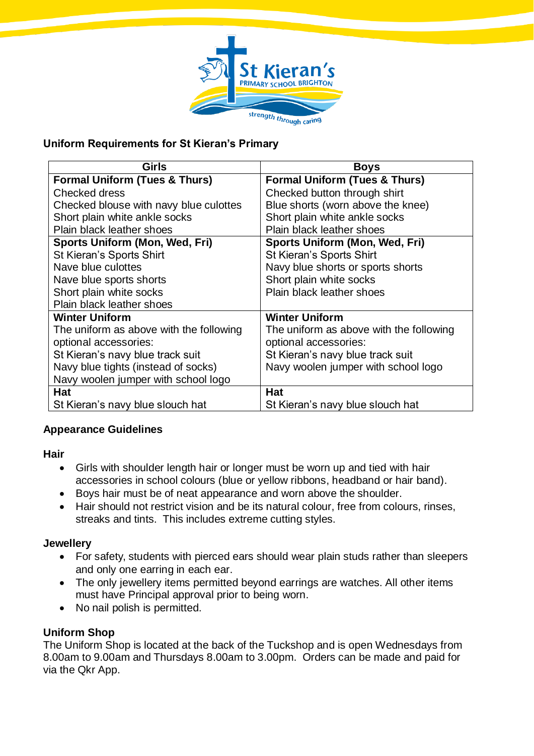## Uniform Requirements for St Kieran's Primary

| Girls | Boys |
|---|---|
| **Formal Uniform (Tues & Thurs)**<br>Checked dress<br>Checked blouse with navy blue culottes<br>Short plain white ankle socks<br>Plain black leather shoes | **Formal Uniform (Tues & Thurs)**<br>Checked button through shirt<br>Blue shorts (worn above the knee)<br>Short plain white ankle socks<br>Plain black leather shoes |
| **Sports Uniform (Mon, Wed, Fri)**<br>St Kieran's Sports Shirt<br>Nave blue culottes<br>Nave blue sports shorts<br>Short plain white socks<br>Plain black leather shoes | **Sports Uniform (Mon, Wed, Fri)**<br>St Kieran's Sports Shirt<br>Navy blue shorts or sports shorts<br>Short plain white socks<br>Plain black leather shoes |
| **Winter Uniform**<br>The uniform as above with the following optional accessories:<br>St Kieran's navy blue track suit<br>Navy blue tights (instead of socks)<br>Navy woolen jumper with school logo | **Winter Uniform**<br>The uniform as above with the following optional accessories:<br>St Kieran's navy blue track suit<br>Navy woolen jumper with school logo |
| **Hat**<br>St Kieran's navy blue slouch hat | **Hat**<br>St Kieran's navy blue slouch hat |

## Appearance Guidelines

### Hair

- Girls with shoulder length hair or longer must be worn up and tied with hair accessories in school colours (blue or yellow ribbons, headband or hair band).
- Boys hair must be of neat appearance and worn above the shoulder.
- Hair should not restrict vision and be its natural colour, free from colours, rinses, streaks and tints. This includes extreme cutting styles.

### Jewellery

- For safety, students with pierced ears should wear plain studs rather than sleepers and only one earring in each ear.
- The only jewellery items permitted beyond earrings are watches. All other items must have Principal approval prior to being worn.
- No nail polish is permitted.

### Uniform Shop

The Uniform Shop is located at the back of the Tuckshop and is open Wednesdays from 8.00am to 9.00am and Thursdays 8.00am to 3.00pm. Orders can be made and paid for via the Qkr App.